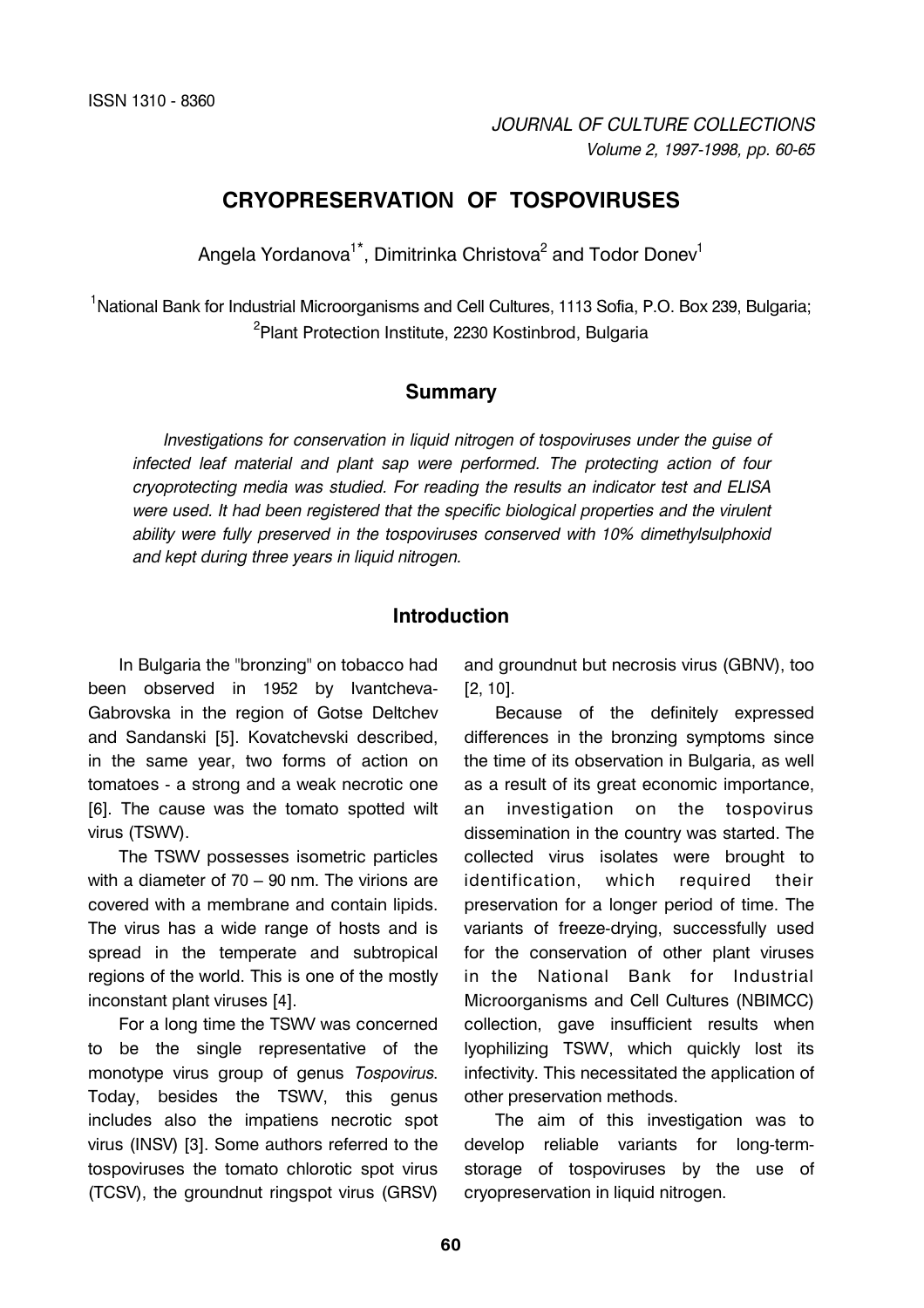ISSN 1310 - 8360

# CRYOPRESERVATION OF TOSPOVIRUSES

Angela Yordanova[1*], Dimitrinka Christova[2] and Todor Donev[1]

[1]National Bank for Industrial Microorganisms and Cell Cultures, 1113 Sofia, P.O. Box 239, Bulgaria;
[2]Plant Protection Institute, 2230 Kostinbrod, Bulgaria

## Summary

*Investigations for conservation in liquid nitrogen of tospoviruses under the guise of infected leaf material and plant sap were performed. The protecting action of four cryoprotecting media was studied. For reading the results an indicator test and ELISA were used. It had been registered that the specific biological properties and the virulent ability were fully preserved in the tospoviruses conserved with 10% dimethylsulphoxid and kept during three years in liquid nitrogen.*

## Introduction

In Bulgaria the "bronzing" on tobacco had been observed in 1952 by Ivantcheva-Gabrovska in the region of Gotse Deltchev and Sandanski [5]. Kovatchevski described, in the same year, two forms of action on tomatoes - a strong and a weak necrotic one [6]. The cause was the tomato spotted wilt virus (TSWV).

The TSWV possesses isometric particles with a diameter of 70 – 90 nm. The virions are covered with a membrane and contain lipids. The virus has a wide range of hosts and is spread in the temperate and subtropical regions of the world. This is one of the mostly inconstant plant viruses [4].

For a long time the TSWV was concerned to be the single representative of the monotype virus group of genus *Tospovirus*. Today, besides the TSWV, this genus includes also the impatiens necrotic spot virus (INSV) [3]. Some authors referred to the tospoviruses the tomato chlorotic spot virus (TCSV), the groundnut ringspot virus (GRSV) and groundnut but necrosis virus (GBNV), too [2, 10].

Because of the definitely expressed differences in the bronzing symptoms since the time of its observation in Bulgaria, as well as a result of its great economic importance, an investigation on the tospovirus dissemination in the country was started. The collected virus isolates were brought to identification, which required their preservation for a longer period of time. The variants of freeze-drying, successfully used for the conservation of other plant viruses in the National Bank for Industrial Microorganisms and Cell Cultures (NBIMCC) collection, gave insufficient results when lyophilizing TSWV, which quickly lost its infectivity. This necessitated the application of other preservation methods.

The aim of this investigation was to develop reliable variants for long-term-storage of tospoviruses by the use of cryopreservation in liquid nitrogen.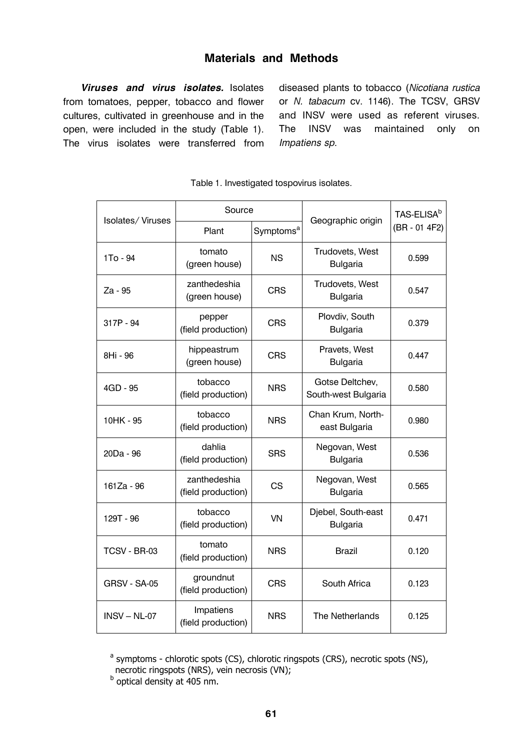## Materials and Methods

***Viruses and virus isolates.*** Isolates from tomatoes, pepper, tobacco and flower cultures, cultivated in greenhouse and in the open, were included in the study (Table 1). The virus isolates were transferred from diseased plants to tobacco (*Nicotiana rustica* or *N. tabacum* cv. 1146). The TCSV, GRSV and INSV were used as referent viruses. The INSV was maintained only on *Impatiens sp*.

Table 1. Investigated tospovirus isolates.

| Isolates/ Viruses | Source | | Geographic origin | TAS-ELISA[b] (BR - 01 4F2) |
|---|---|---|---|---|
| | Plant | Symptoms[a] | | |
| 1To - 94 | tomato (green house) | NS | Trudovets, West Bulgaria | 0.599 |
| Za - 95 | zanthedeshia (green house) | CRS | Trudovets, West Bulgaria | 0.547 |
| 317P - 94 | pepper (field production) | CRS | Plovdiv, South Bulgaria | 0.379 |
| 8Hi - 96 | hippeastrum (green house) | CRS | Pravets, West Bulgaria | 0.447 |
| 4GD - 95 | tobacco (field production) | NRS | Gotse Deltchev, South-west Bulgaria | 0.580 |
| 10HK - 95 | tobacco (field production) | NRS | Chan Krum, North-east Bulgaria | 0.980 |
| 20Da - 96 | dahlia (field production) | SRS | Negovan, West Bulgaria | 0.536 |
| 161Za - 96 | zanthedeshia (field production) | CS | Negovan, West Bulgaria | 0.565 |
| 129T - 96 | tobacco (field production) | VN | Djebel, South-east Bulgaria | 0.471 |
| TCSV - BR-03 | tomato (field production) | NRS | Brazil | 0.120 |
| GRSV - SA-05 | groundnut (field production) | CRS | South Africa | 0.123 |
| INSV – NL-07 | Impatiens (field production) | NRS | The Netherlands | 0.125 |

[a] symptoms - chlorotic spots (CS), chlorotic ringspots (CRS), necrotic spots (NS), necrotic ringspots (NRS), vein necrosis (VN);
[b] optical density at 405 nm.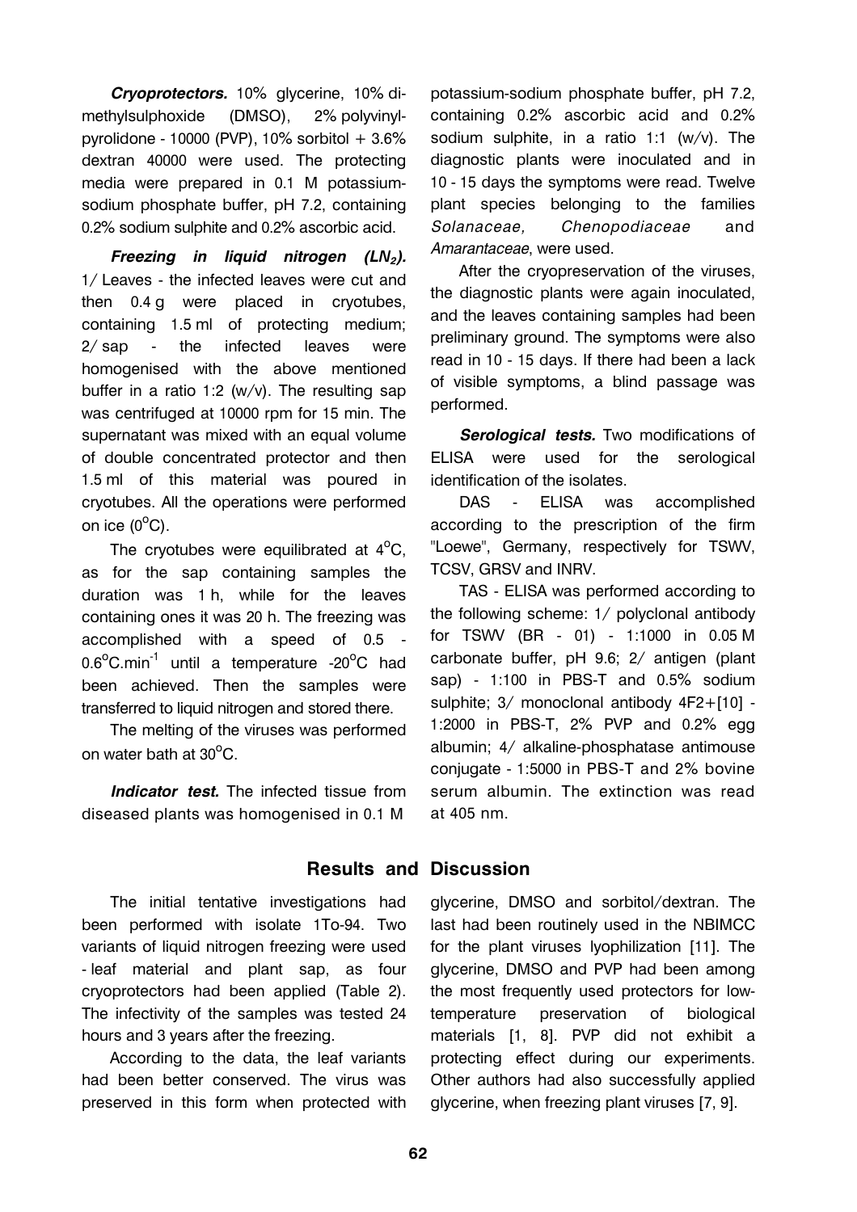***Cryoprotectors.*** 10% glycerine, 10% dimethylsulphoxide (DMSO), 2% polyvinylpyrolidone - 10000 (PVP), 10% sorbitol + 3.6% dextran 40000 were used. The protecting media were prepared in 0.1 M potassium-sodium phosphate buffer, pH 7.2, containing 0.2% sodium sulphite and 0.2% ascorbic acid.

***Freezing in liquid nitrogen ($LN_2$).*** 1/ Leaves - the infected leaves were cut and then 0.4 g were placed in cryotubes, containing 1.5 ml of protecting medium; 2/ sap - the infected leaves were homogenised with the above mentioned buffer in a ratio 1:2 (w/v). The resulting sap was centrifuged at 10000 rpm for 15 min. The supernatant was mixed with an equal volume of double concentrated protector and then 1.5 ml of this material was poured in cryotubes. All the operations were performed on ice ($0^oC$).

The cryotubes were equilibrated at $4^oC$, as for the sap containing samples the duration was 1 h, while for the leaves containing ones it was 20 h. The freezing was accomplished with a speed of 0.5 - $0.6^oC.min^{-1}$ until a temperature $-20^oC$ had been achieved. Then the samples were transferred to liquid nitrogen and stored there.

The melting of the viruses was performed on water bath at $30^oC$.

***Indicator test.*** The infected tissue from diseased plants was homogenised in 0.1 M potassium-sodium phosphate buffer, pH 7.2, containing 0.2% ascorbic acid and 0.2% sodium sulphite, in a ratio 1:1 (w/v). The diagnostic plants were inoculated and in 10 - 15 days the symptoms were read. Twelve plant species belonging to the families *Solanaceae, Chenopodiaceae* and *Amarantaceae*, were used.

After the cryopreservation of the viruses, the diagnostic plants were again inoculated, and the leaves containing samples had been preliminary ground. The symptoms were also read in 10 - 15 days. If there had been a lack of visible symptoms, a blind passage was performed.

***Serological tests.*** Two modifications of ELISA were used for the serological identification of the isolates.

DAS - ELISA was accomplished according to the prescription of the firm "Loewe", Germany, respectively for TSWV, TCSV, GRSV and INRV.

TAS - ELISA was performed according to the following scheme: 1/ polyclonal antibody for TSWV (BR - 01) - 1:1000 in 0.05 M carbonate buffer, pH 9.6; 2/ antigen (plant sap) - 1:100 in PBS-T and 0.5% sodium sulphite; 3/ monoclonal antibody 4F2+[10] - 1:2000 in PBS-T, 2% PVP and 0.2% egg albumin; 4/ alkaline-phosphatase antimouse conjugate - 1:5000 in PBS-T and 2% bovine serum albumin. The extinction was read at 405 nm.

## Results and Discussion

The initial tentative investigations had been performed with isolate 1To-94. Two variants of liquid nitrogen freezing were used - leaf material and plant sap, as four cryoprotectors had been applied (Table 2). The infectivity of the samples was tested 24 hours and 3 years after the freezing.

According to the data, the leaf variants had been better conserved. The virus was preserved in this form when protected with glycerine, DMSO and sorbitol/dextran. The last had been routinely used in the NBIMCC for the plant viruses lyophilization [11]. The glycerine, DMSO and PVP had been among the most frequently used protectors for low-temperature preservation of biological materials [1, 8]. PVP did not exhibit a protecting effect during our experiments. Other authors had also successfully applied glycerine, when freezing plant viruses [7, 9].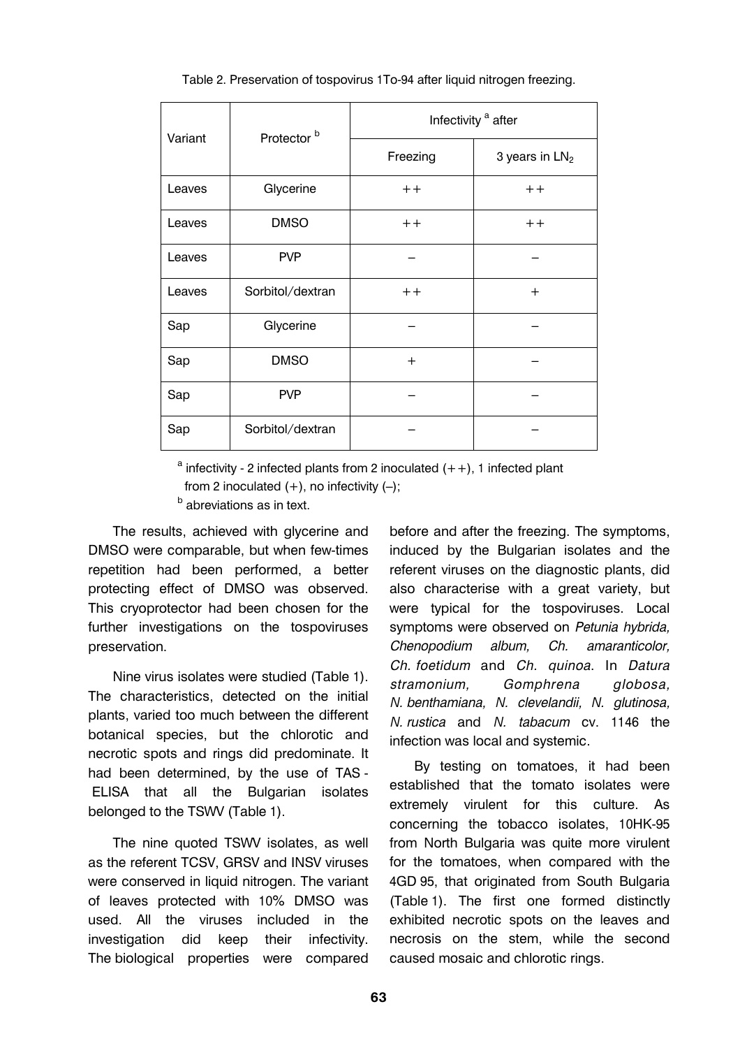Table 2. Preservation of tospovirus 1To-94 after liquid nitrogen freezing.

| Variant | Protector [b] | Infectivity [a] after | |
|---|---|---|---|
| | | Freezing | 3 years in $LN_2$ |
| Leaves | Glycerine | ++ | ++ |
| Leaves | DMSO | ++ | ++ |
| Leaves | PVP | – | – |
| Leaves | Sorbitol/dextran | ++ | + |
| Sap | Glycerine | – | – |
| Sap | DMSO | + | – |
| Sap | PVP | – | – |
| Sap | Sorbitol/dextran | – | – |

[a] infectivity - 2 infected plants from 2 inoculated (++), 1 infected plant from 2 inoculated (+), no infectivity (–);
[b] abreviations as in text.

The results, achieved with glycerine and DMSO were comparable, but when few-times repetition had been performed, a better protecting effect of DMSO was observed. This cryoprotector had been chosen for the further investigations on the tospoviruses preservation.

Nine virus isolates were studied (Table 1). The characteristics, detected on the initial plants, varied too much between the different botanical species, but the chlorotic and necrotic spots and rings did predominate. It had been determined, by the use of TAS - ELISA that all the Bulgarian isolates belonged to the TSWV (Table 1).

The nine quoted TSWV isolates, as well as the referent TCSV, GRSV and INSV viruses were conserved in liquid nitrogen. The variant of leaves protected with 10% DMSO was used. All the viruses included in the investigation did keep their infectivity. The biological properties were compared before and after the freezing. The symptoms, induced by the Bulgarian isolates and the referent viruses on the diagnostic plants, did also characterise with a great variety, but were typical for the tospoviruses. Local symptoms were observed on *Petunia hybrida, Chenopodium album, Ch. amaranticolor, Ch. foetidum* and *Ch. quinoa*. In *Datura stramonium, Gomphrena globosa, N. benthamiana, N. clevelandii, N. glutinosa, N. rustica* and *N. tabacum* cv. 1146 the infection was local and systemic.

By testing on tomatoes, it had been established that the tomato isolates were extremely virulent for this culture. As concerning the tobacco isolates, 10HK-95 from North Bulgaria was quite more virulent for the tomatoes, when compared with the 4GD 95, that originated from South Bulgaria (Table 1). The first one formed distinctly exhibited necrotic spots on the leaves and necrosis on the stem, while the second caused mosaic and chlorotic rings.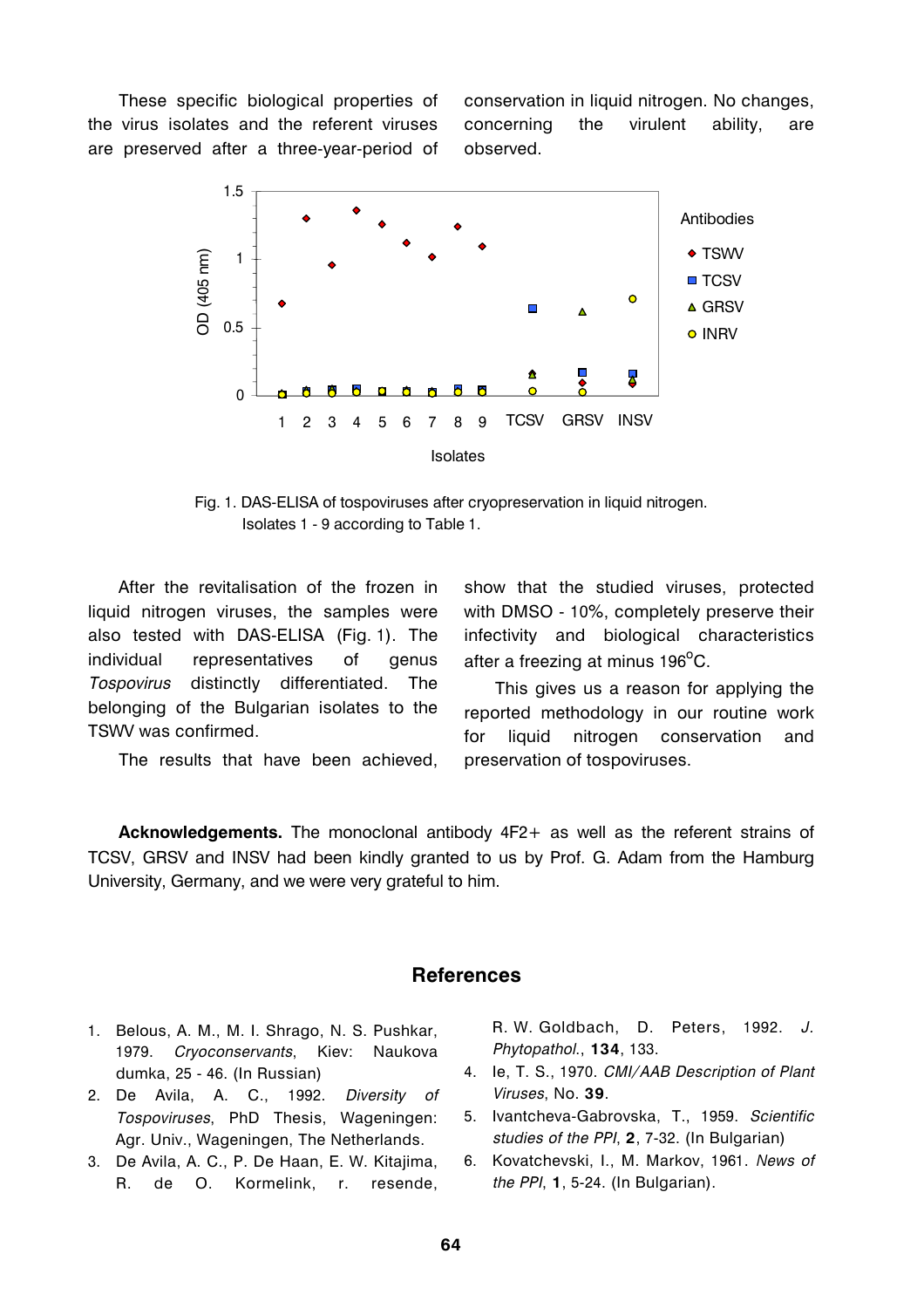These specific biological properties of the virus isolates and the referent viruses are preserved after a three-year-period of conservation in liquid nitrogen. No changes, concerning the virulent ability, are observed.

Fig. 1. DAS-ELISA of tospoviruses after cryopreservation in liquid nitrogen. Isolates 1 - 9 according to Table 1.

After the revitalisation of the frozen in liquid nitrogen viruses, the samples were also tested with DAS-ELISA (Fig. 1). The individual representatives of genus *Tospovirus* distinctly differentiated. The belonging of the Bulgarian isolates to the TSWV was confirmed.

The results that have been achieved, show that the studied viruses, protected with DMSO - 10%, completely preserve their infectivity and biological characteristics after a freezing at minus 196°C.

This gives us a reason for applying the reported methodology in our routine work for liquid nitrogen conservation and preservation of tospoviruses.

**Acknowledgements.** The monoclonal antibody 4F2+ as well as the referent strains of TCSV, GRSV and INSV had been kindly granted to us by Prof. G. Adam from the Hamburg University, Germany, and we were very grateful to him.

## References

1. Belous, A. M., M. I. Shrago, N. S. Pushkar, 1979. *Cryoconservants*, Kiev: Naukova dumka, 25 - 46. (In Russian)
2. De Avila, A. C., 1992. *Diversity of Tospoviruses*, PhD Thesis, Wageningen: Agr. Univ., Wageningen, The Netherlands.
3. De Avila, A. C., P. De Haan, E. W. Kitajima, R. de O. Kormelink, r. resende, R. W. Goldbach, D. Peters, 1992. *J. Phytopathol.*, **134**, 133.
4. Ie, T. S., 1970. *CMI/AAB Description of Plant Viruses*, No. **39**.
5. Ivantcheva-Gabrovska, T., 1959. *Scientific studies of the PPI*, **2**, 7-32. (In Bulgarian)
6. Kovatchevski, I., M. Markov, 1961. *News of the PPI*, **1**, 5-24. (In Bulgarian).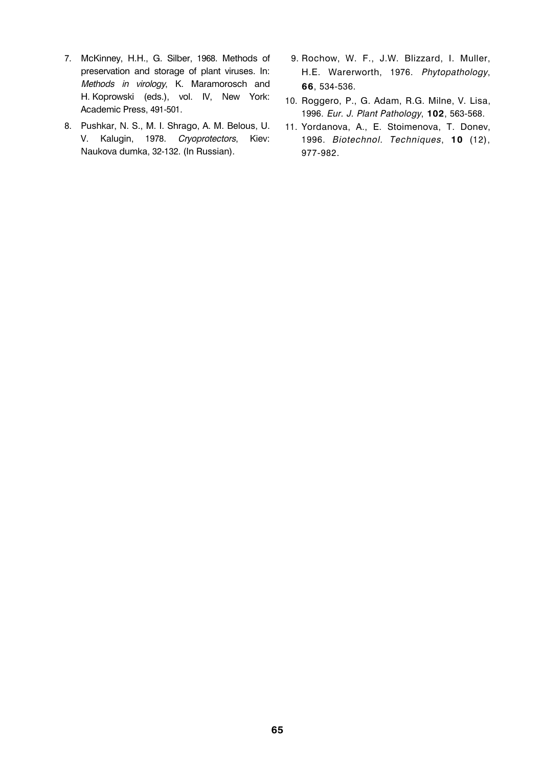7. McKinney, H.H., G. Silber, 1968. Methods of preservation and storage of plant viruses. In: *Methods in virology*, K. Maramorosch and H. Koprowski (eds.), vol. IV, New York: Academic Press, 491-501.
8. Pushkar, N. S., M. I. Shrago, A. M. Belous, U. V. Kalugin, 1978. *Cryoprotectors*, Kiev: Naukova dumka, 32-132. (In Russian).
9. Rochow, W. F., J.W. Blizzard, I. Muller, H.E. Warerworth, 1976. *Phytopathology*, **66**, 534-536.
10. Roggero, P., G. Adam, R.G. Milne, V. Lisa, 1996. *Eur. J. Plant Pathology*, **102**, 563-568.
11. Yordanova, A., E. Stoimenova, T. Donev, 1996. *Biotechnol. Techniques*, **10** (12), 977-982.